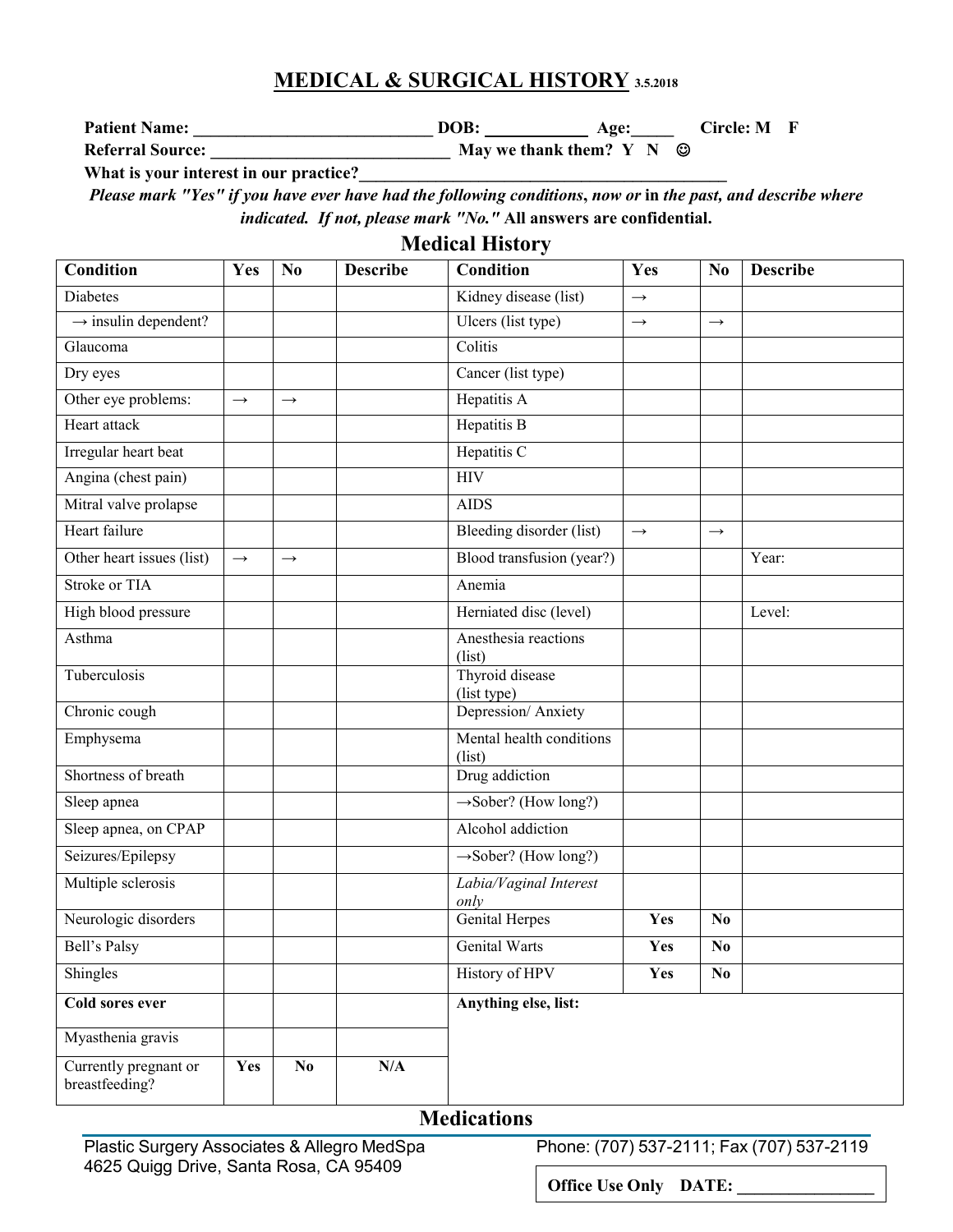# MEDICAL & SURGICAL HISTORY 3.5.2018

**Patient Name:** ___________________________ **DOB:** ___________ **Age:**_____ **Circle: M F**

**Referral Source:** ___________________________ **May we thank them? Y N ☺**

**What is your interest in our practice?**__________________________________________

***Please mark "Yes" if you have ever have had the following conditions, now or* in *the past, and describe where indicated. If not, please mark "No."* All answers are confidential.**

## Medical History

| Condition | Yes | No | Describe | Condition | Yes | No | Describe |
|---|---|---|---|---|---|---|---|
| Diabetes | | | | Kidney disease (list) | → | | |
| → insulin dependent? | | | | Ulcers (list type) | → | → | |
| Glaucoma | | | | Colitis | | | |
| Dry eyes | | | | Cancer (list type) | | | |
| Other eye problems: | → | → | | Hepatitis A | | | |
| Heart attack | | | | Hepatitis B | | | |
| Irregular heart beat | | | | Hepatitis C | | | |
| Angina (chest pain) | | | | HIV | | | |
| Mitral valve prolapse | | | | AIDS | | | |
| Heart failure | | | | Bleeding disorder (list) | → | → | |
| Other heart issues (list) | → | → | | Blood transfusion (year?) | | | Year: |
| Stroke or TIA | | | | Anemia | | | |
| High blood pressure | | | | Herniated disc (level) | | | Level: |
| Asthma | | | | Anesthesia reactions (list) | | | |
| Tuberculosis | | | | Thyroid disease (list type) | | | |
| Chronic cough | | | | Depression/ Anxiety | | | |
| Emphysema | | | | Mental health conditions (list) | | | |
| Shortness of breath | | | | Drug addiction | | | |
| Sleep apnea | | | | →Sober? (How long?) | | | |
| Sleep apnea, on CPAP | | | | Alcohol addiction | | | |
| Seizures/Epilepsy | | | | →Sober? (How long?) | | | |
| Multiple sclerosis | | | | *Labia/Vaginal Interest only* | | | |
| Neurologic disorders | | | | Genital Herpes | **Yes** | **No** | |
| Bell's Palsy | | | | Genital Warts | **Yes** | **No** | |
| Shingles | | | | History of HPV | **Yes** | **No** | |
| **Cold sores ever** | | | | **Anything else, list:** | | | |
| Myasthenia gravis | | | | | | | |
| Currently pregnant or breastfeeding? | **Yes** | **No** | **N/A** | | | | |

## Medications

Plastic Surgery Associates & Allegro MedSpa
4625 Quigg Drive, Santa Rosa, CA 95409

Phone: (707) 537-2111; Fax (707) 537-2119

**Office Use Only DATE:** _______________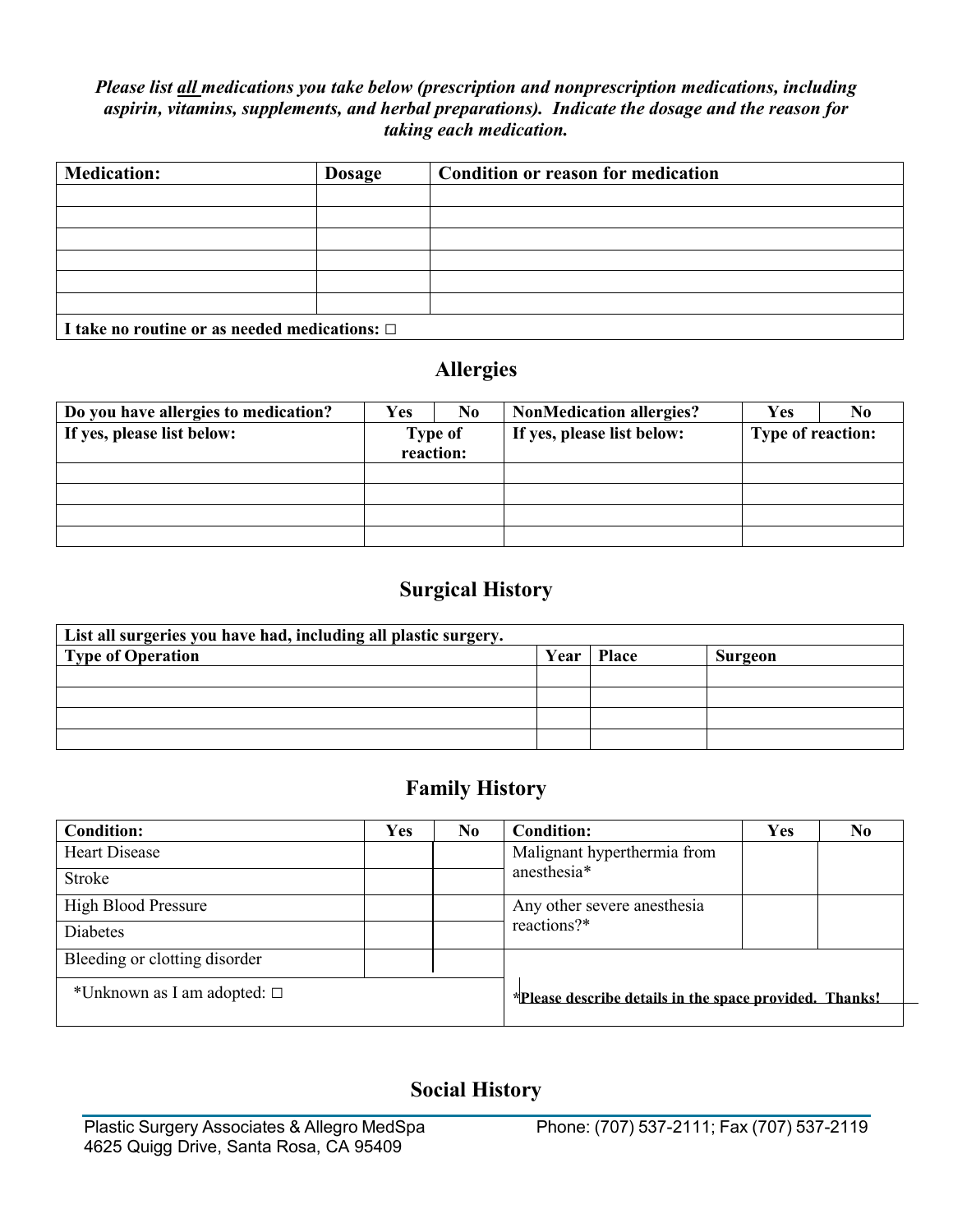***Please list all medications you take below (prescription and nonprescription medications, including aspirin, vitamins, supplements, and herbal preparations). Indicate the dosage and the reason for taking each medication.***

| **Medication:** | **Dosage** | **Condition or reason for medication** |
|---|---|---|
| | | |
| | | |
| | | |
| | | |
| | | |
| | | |
| **I take no routine or as needed medications: □** | | |

## Allergies

| **Do you have allergies to medication?** | **Yes** | **No** | **NonMedication allergies?** | **Yes** | **No** |
|---|---|---|---|---|---|
| **If yes, please list below:** | **Type of reaction:** | | **If yes, please list below:** | **Type of reaction:** | |
| | | | | | |
| | | | | | |
| | | | | | |
| | | | | | |

## Surgical History

| **List all surgeries you have had, including all plastic surgery.** | | | |
|---|---|---|---|
| **Type of Operation** | **Year** | **Place** | **Surgeon** |
| | | | |
| | | | |
| | | | |
| | | | |

## Family History

| **Condition:** | **Yes** | **No** | **Condition:** | **Yes** | **No** |
|---|---|---|---|---|---|
| Heart Disease | | | Malignant hyperthermia from anesthesia* | | |
| Stroke | | | | | |
| High Blood Pressure | | | Any other severe anesthesia reactions?* | | |
| Diabetes | | | | | |
| Bleeding or clotting disorder | | | | | |
| *Unknown as I am adopted: □ | | | ***Please describe details in the space provided. Thanks!** | | |

## Social History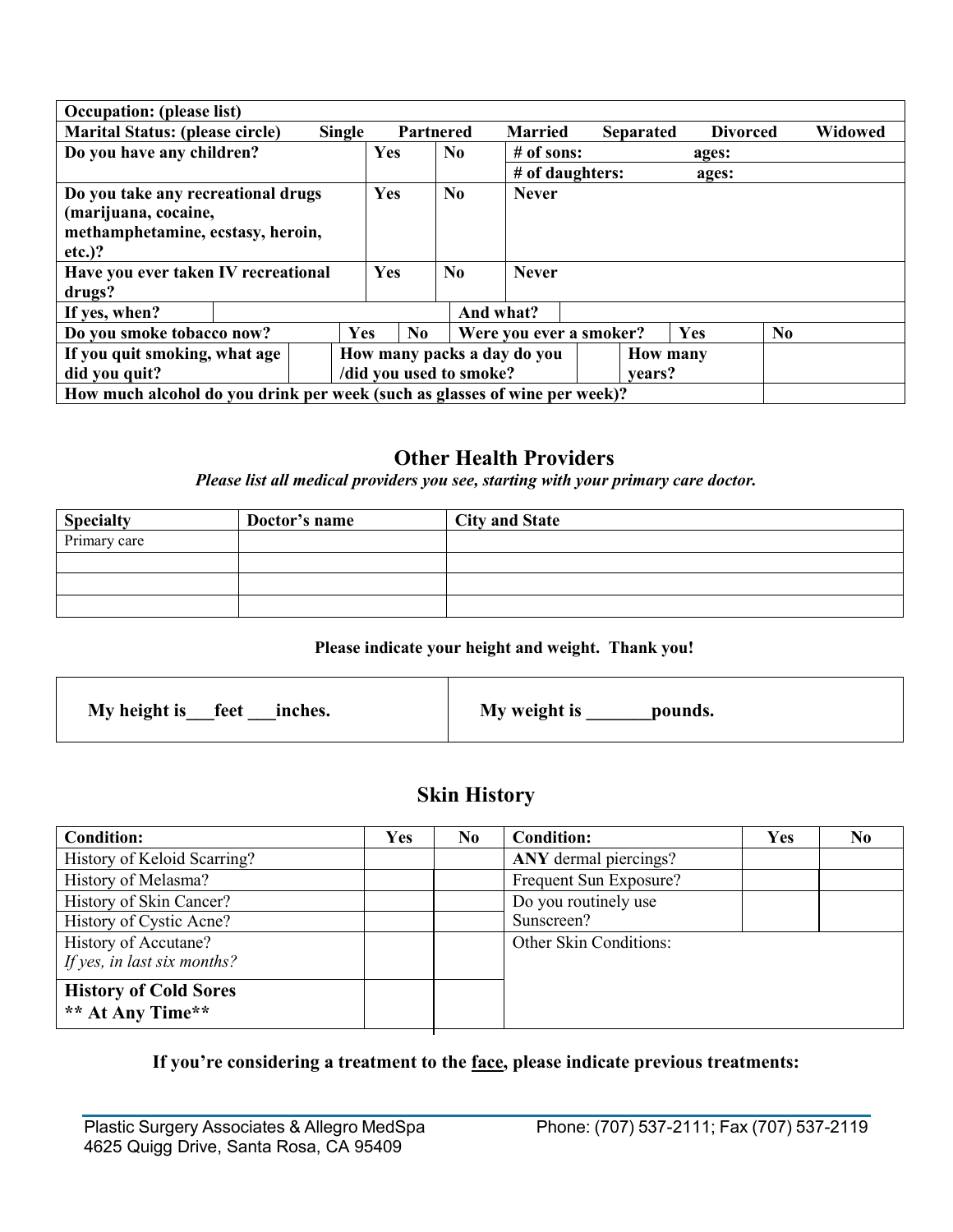| **Occupation: (please list)** | | | | | | |
|---|---|---|---|---|---|---|
| **Marital Status: (please circle)** | **Single** | **Partnered** | **Married** | **Separated** | **Divorced** | **Widowed** |

| | | | | |
|---|---|---|---|---|
| **Do you have any children?** | **Yes** | **No** | **# of sons:** | **ages:** |
| | | | **# of daughters:** | **ages:** |
| **Do you take any recreational drugs (marijuana, cocaine, methamphetamine, ecstasy, heroin, etc.)?** | **Yes** | **No** | **Never** | |
| **Have you ever taken IV recreational drugs?** | **Yes** | **No** | **Never** | |

| | | | |
|---|---|---|---|
| **If yes, when?** | | **And what?** | |

| | | | | | |
|---|---|---|---|---|---|
| **Do you smoke tobacco now?** | **Yes** | **No** | **Were you ever a smoker?** | **Yes** | **No** |

| | | | | | |
|---|---|---|---|---|---|
| **If you quit smoking, what age did you quit?** | | **How many packs a day do you /did you used to smoke?** | | **How many years?** | |
| **How much alcohol do you drink per week (such as glasses of wine per week)?** | | | | | |

## Other Health Providers

***Please list all medical providers you see, starting with your primary care doctor.***

| Specialty | Doctor's name | City and State |
|---|---|---|
| Primary care | | |
| | | |
| | | |
| | | |

**Please indicate your height and weight. Thank you!**

| | |
|---|---|
| **My height is\_\_\_feet \_\_\_inches.** | **My weight is \_\_\_\_\_\_\_pounds.** |

## Skin History

| Condition: | Yes | No | Condition: | Yes | No |
|---|---|---|---|---|---|
| History of Keloid Scarring? | | | **ANY** dermal piercings? | | |
| History of Melasma? | | | Frequent Sun Exposure? | | |
| History of Skin Cancer? | | | Do you routinely use Sunscreen? | | |
| History of Cystic Acne? | | | | | |
| History of Accutane? *If yes, in last six months?* | | | Other Skin Conditions: | | |
| **History of Cold Sores \*\* At Any Time\*\*** | | | | | |

**If you're considering a treatment to the face, please indicate previous treatments:**

Plastic Surgery Associates & Allegro MedSpa
4625 Quigg Drive, Santa Rosa, CA 95409
Phone: (707) 537-2111; Fax (707) 537-2119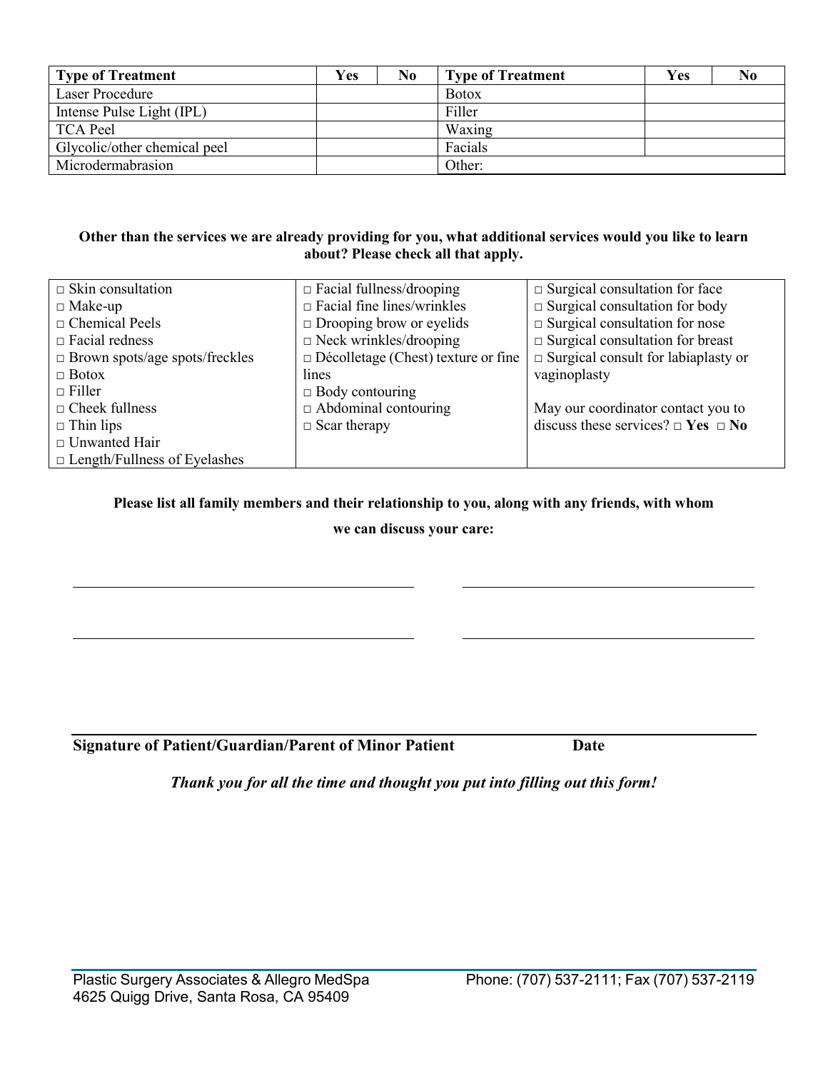| Type of Treatment | Yes | No | Type of Treatment | Yes | No |
|---|---|---|---|---|---|
| Laser Procedure | | | Botox | | |
| Intense Pulse Light (IPL) | | | Filler | | |
| TCA Peel | | | Waxing | | |
| Glycolic/other chemical peel | | | Facials | | |
| Microdermabrasion | | | Other: | | |

**Other than the services we are already providing for you, what additional services would you like to learn about? Please check all that apply.**

| | | |
|---|---|---|
| □ Skin consultation | □ Facial fullness/drooping | □ Surgical consultation for face |
| □ Make-up | □ Facial fine lines/wrinkles | □ Surgical consultation for body |
| □ Chemical Peels | □ Drooping brow or eyelids | □ Surgical consultation for nose |
| □ Facial redness | □ Neck wrinkles/drooping | □ Surgical consultation for breast |
| □ Brown spots/age spots/freckles | □ Décolletage (Chest) texture or fine lines | □ Surgical consult for labiaplasty or vaginoplasty |
| □ Botox | □ Body contouring | |
| □ Filler | □ Abdominal contouring | May our coordinator contact you to discuss these services? □ **Yes** □ **No** |
| □ Cheek fullness | □ Scar therapy | |
| □ Thin lips | | |
| □ Unwanted Hair | | |
| □ Length/Fullness of Eyelashes | | |

**Please list all family members and their relationship to you, along with any friends, with whom we can discuss your care:**

\_\_\_\_\_\_\_\_\_\_\_\_\_\_\_\_\_\_\_\_\_\_\_\_\_\_\_\_\_\_ \_\_\_\_\_\_\_\_\_\_\_\_\_\_\_\_\_\_\_\_\_\_\_\_\_\_\_\_\_\_

\_\_\_\_\_\_\_\_\_\_\_\_\_\_\_\_\_\_\_\_\_\_\_\_\_\_\_\_\_\_ \_\_\_\_\_\_\_\_\_\_\_\_\_\_\_\_\_\_\_\_\_\_\_\_\_\_\_\_\_\_

**Signature of Patient/Guardian/Parent of Minor Patient** **Date**

***Thank you for all the time and thought you put into filling out this form!***

Plastic Surgery Associates & Allegro MedSpa
4625 Quigg Drive, Santa Rosa, CA 95409
Phone: (707) 537-2111; Fax (707) 537-2119